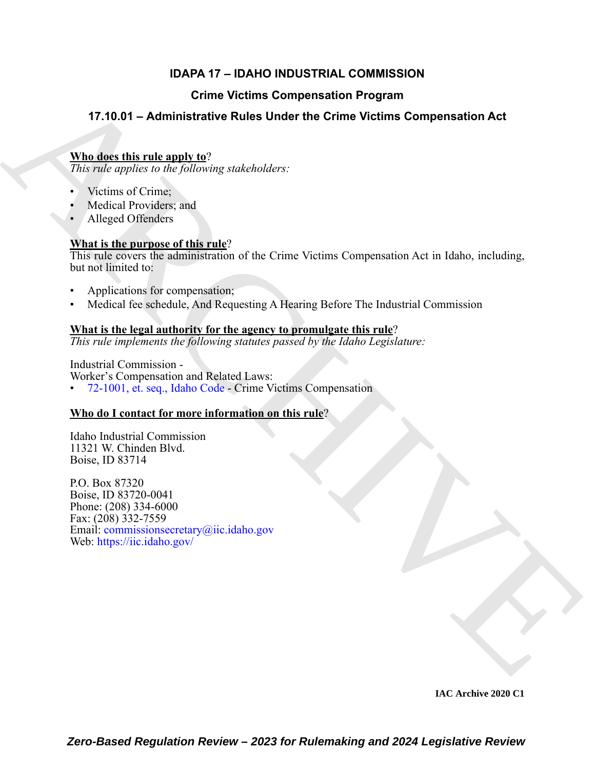# IDAPA 17 – IDAHO INDUSTRIAL COMMISSION

## Crime Victims Compensation Program

## 17.10.01 – Administrative Rules Under the Crime Victims Compensation Act

**Who does this rule apply to**?

*This rule applies to the following stakeholders:*

- Victims of Crime;
- Medical Providers; and
- Alleged Offenders

**What is the purpose of this rule**?

This rule covers the administration of the Crime Victims Compensation Act in Idaho, including, but not limited to:

- Applications for compensation;
- Medical fee schedule, And Requesting A Hearing Before The Industrial Commission

**What is the legal authority for the agency to promulgate this rule**?

*This rule implements the following statutes passed by the Idaho Legislature:*

Industrial Commission -
Worker's Compensation and Related Laws:

- 72-1001, et. seq., Idaho Code - Crime Victims Compensation

**Who do I contact for more information on this rule**?

Idaho Industrial Commission
11321 W. Chinden Blvd.
Boise, ID 83714

P.O. Box 87320
Boise, ID 83720-0041
Phone: (208) 334-6000
Fax: (208) 332-7559
Email: commissionsecretary@iic.idaho.gov
Web: https://iic.idaho.gov/

IAC Archive 2020 C1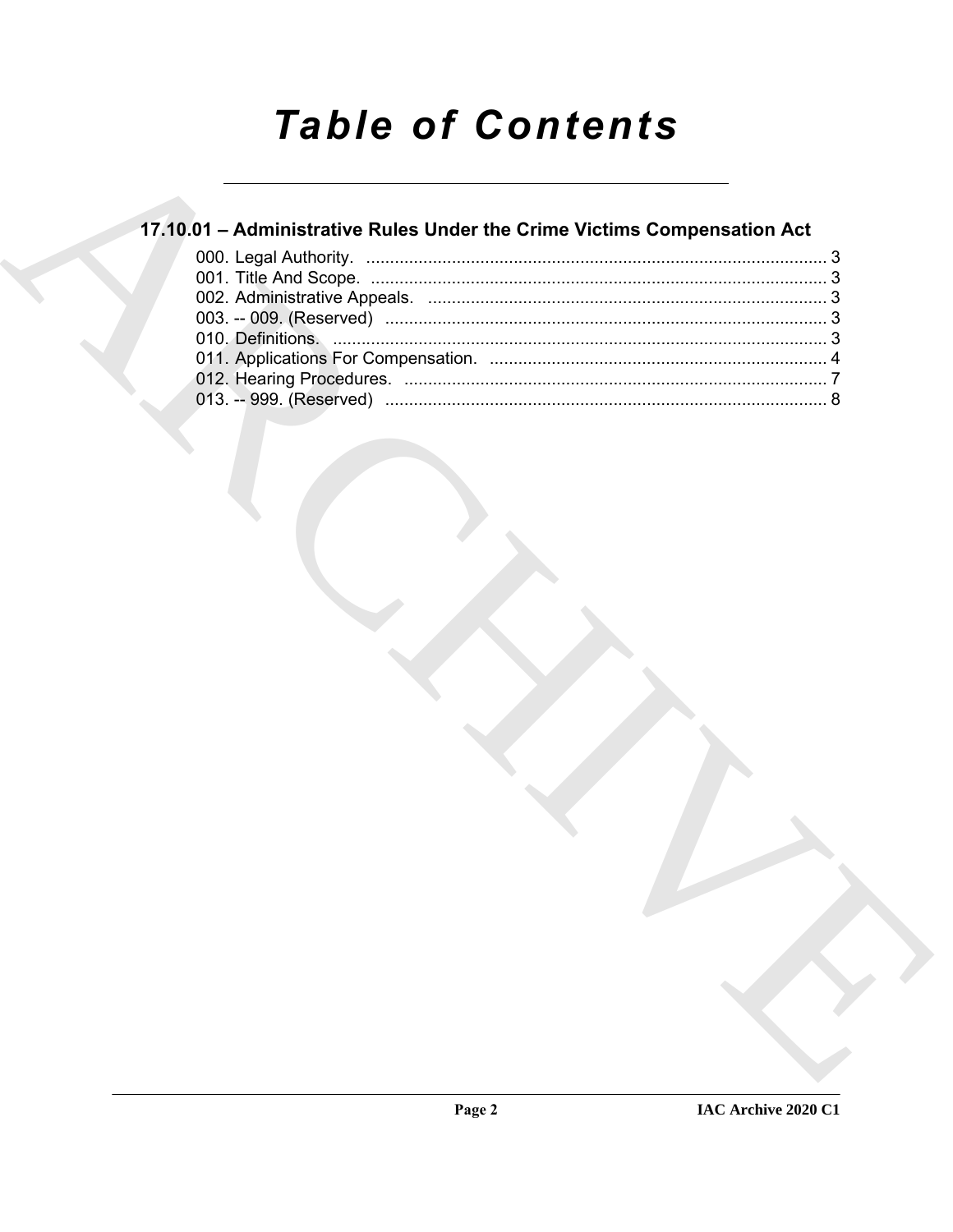# Table of Contents

## 17.10.01 – Administrative Rules Under the Crime Victims Compensation Act

000. Legal Authority. ........................................................................................ 3
001. Title And Scope. ........................................................................................ 3
002. Administrative Appeals. ............................................................................ 3
003. -- 009. (Reserved) ...................................................................................... 3
010. Definitions. ................................................................................................ 3
011. Applications For Compensation. ............................................................... 4
012. Hearing Procedures. .................................................................................. 7
013. -- 999. (Reserved) ...................................................................................... 8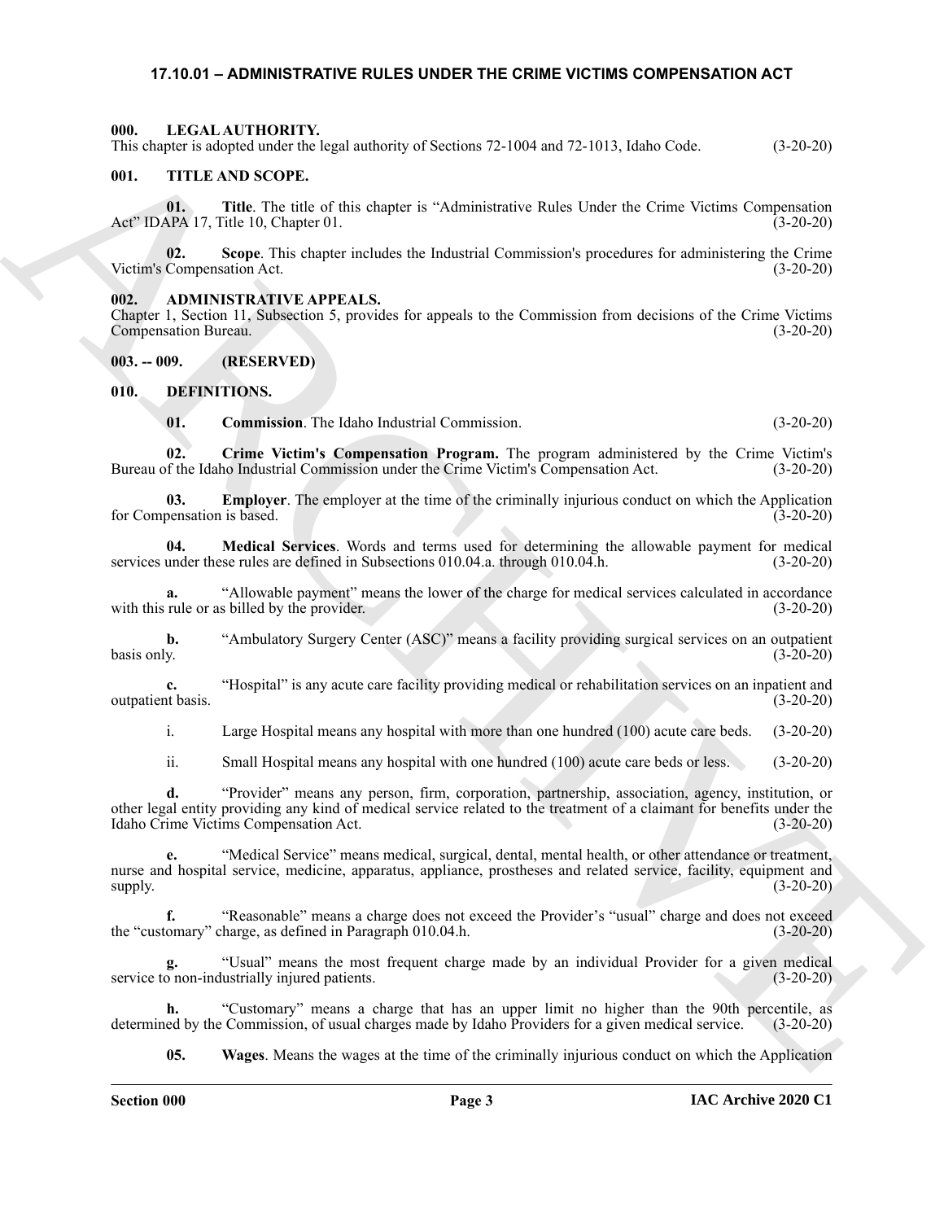## 17.10.01 – ADMINISTRATIVE RULES UNDER THE CRIME VICTIMS COMPENSATION ACT

### 000. LEGAL AUTHORITY.
This chapter is adopted under the legal authority of Sections 72-1004 and 72-1013, Idaho Code. (3-20-20)

### 001. TITLE AND SCOPE.

**01. Title**. The title of this chapter is "Administrative Rules Under the Crime Victims Compensation Act" IDAPA 17, Title 10, Chapter 01. (3-20-20)

**02. Scope**. This chapter includes the Industrial Commission's procedures for administering the Crime Victim's Compensation Act. (3-20-20)

### 002. ADMINISTRATIVE APPEALS.
Chapter 1, Section 11, Subsection 5, provides for appeals to the Commission from decisions of the Crime Victims Compensation Bureau. (3-20-20)

### 003. -- 009. (RESERVED)

### 010. DEFINITIONS.

**01. Commission**. The Idaho Industrial Commission. (3-20-20)

**02. Crime Victim's Compensation Program.** The program administered by the Crime Victim's Bureau of the Idaho Industrial Commission under the Crime Victim's Compensation Act. (3-20-20)

**03. Employer**. The employer at the time of the criminally injurious conduct on which the Application for Compensation is based. (3-20-20)

**04. Medical Services**. Words and terms used for determining the allowable payment for medical services under these rules are defined in Subsections 010.04.a. through 010.04.h. (3-20-20)

**a.** "Allowable payment" means the lower of the charge for medical services calculated in accordance with this rule or as billed by the provider. (3-20-20)

**b.** "Ambulatory Surgery Center (ASC)" means a facility providing surgical services on an outpatient basis only. (3-20-20)

**c.** "Hospital" is any acute care facility providing medical or rehabilitation services on an inpatient and outpatient basis. (3-20-20)

i. Large Hospital means any hospital with more than one hundred (100) acute care beds. (3-20-20)

ii. Small Hospital means any hospital with one hundred (100) acute care beds or less. (3-20-20)

**d.** "Provider" means any person, firm, corporation, partnership, association, agency, institution, or other legal entity providing any kind of medical service related to the treatment of a claimant for benefits under the Idaho Crime Victims Compensation Act. (3-20-20)

**e.** "Medical Service" means medical, surgical, dental, mental health, or other attendance or treatment, nurse and hospital service, medicine, apparatus, appliance, prostheses and related service, facility, equipment and supply. (3-20-20)

**f.** "Reasonable" means a charge does not exceed the Provider's "usual" charge and does not exceed the "customary" charge, as defined in Paragraph 010.04.h. (3-20-20)

**g.** "Usual" means the most frequent charge made by an individual Provider for a given medical service to non-industrially injured patients. (3-20-20)

**h.** "Customary" means a charge that has an upper limit no higher than the 90th percentile, as determined by the Commission, of usual charges made by Idaho Providers for a given medical service. (3-20-20)

**05. Wages**. Means the wages at the time of the criminally injurious conduct on which the Application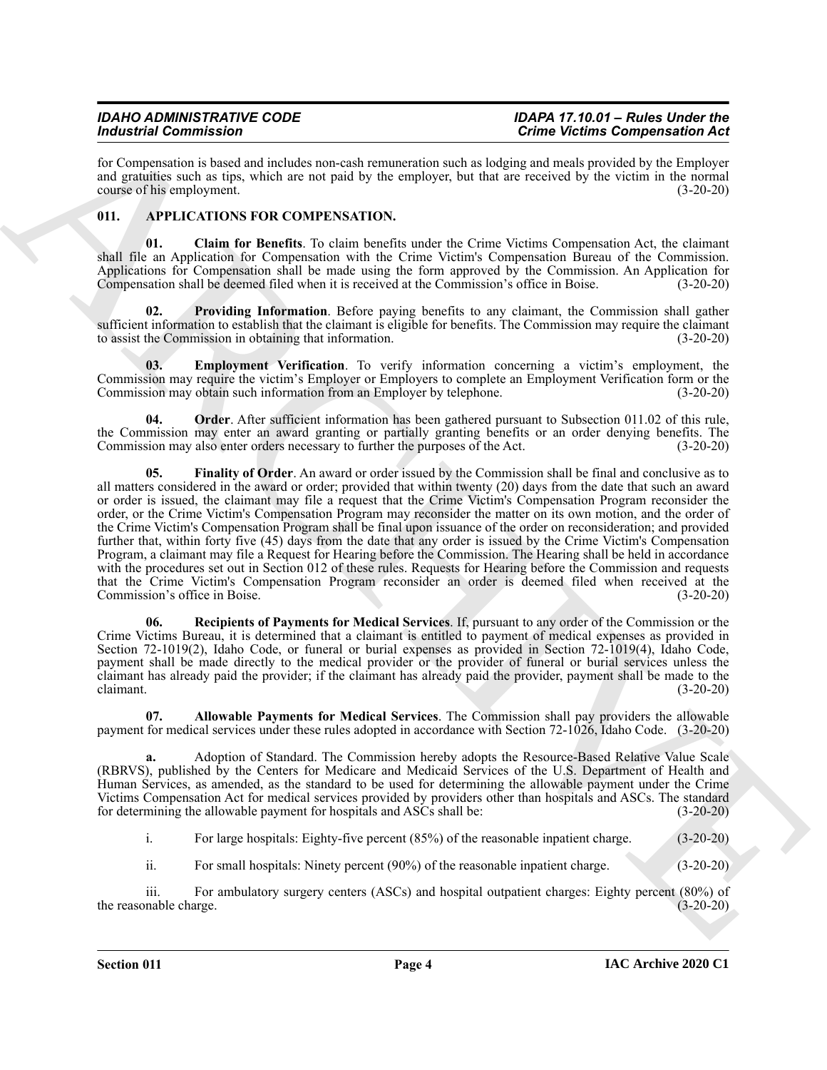for Compensation is based and includes non-cash remuneration such as lodging and meals provided by the Employer and gratuities such as tips, which are not paid by the employer, but that are received by the victim in the normal course of his employment. (3-20-20)

## 011. APPLICATIONS FOR COMPENSATION.

**01. Claim for Benefits**. To claim benefits under the Crime Victims Compensation Act, the claimant shall file an Application for Compensation with the Crime Victim's Compensation Bureau of the Commission. Applications for Compensation shall be made using the form approved by the Commission. An Application for Compensation shall be deemed filed when it is received at the Commission's office in Boise. (3-20-20)

**02. Providing Information**. Before paying benefits to any claimant, the Commission shall gather sufficient information to establish that the claimant is eligible for benefits. The Commission may require the claimant to assist the Commission in obtaining that information. (3-20-20)

**03. Employment Verification**. To verify information concerning a victim's employment, the Commission may require the victim's Employer or Employers to complete an Employment Verification form or the Commission may obtain such information from an Employer by telephone. (3-20-20)

**04. Order**. After sufficient information has been gathered pursuant to Subsection 011.02 of this rule, the Commission may enter an award granting or partially granting benefits or an order denying benefits. The Commission may also enter orders necessary to further the purposes of the Act. (3-20-20)

**05. Finality of Order**. An award or order issued by the Commission shall be final and conclusive as to all matters considered in the award or order; provided that within twenty (20) days from the date that such an award or order is issued, the claimant may file a request that the Crime Victim's Compensation Program reconsider the order, or the Crime Victim's Compensation Program may reconsider the matter on its own motion, and the order of the Crime Victim's Compensation Program shall be final upon issuance of the order on reconsideration; and provided further that, within forty five (45) days from the date that any order is issued by the Crime Victim's Compensation Program, a claimant may file a Request for Hearing before the Commission. The Hearing shall be held in accordance with the procedures set out in Section 012 of these rules. Requests for Hearing before the Commission and requests that the Crime Victim's Compensation Program reconsider an order is deemed filed when received at the Commission's office in Boise. (3-20-20)

**06. Recipients of Payments for Medical Services**. If, pursuant to any order of the Commission or the Crime Victims Bureau, it is determined that a claimant is entitled to payment of medical expenses as provided in Section 72-1019(2), Idaho Code, or funeral or burial expenses as provided in Section 72-1019(4), Idaho Code, payment shall be made directly to the medical provider or the provider of funeral or burial services unless the claimant has already paid the provider; if the claimant has already paid the provider, payment shall be made to the claimant. (3-20-20)

**07. Allowable Payments for Medical Services**. The Commission shall pay providers the allowable payment for medical services under these rules adopted in accordance with Section 72-1026, Idaho Code. (3-20-20)

**a.** Adoption of Standard. The Commission hereby adopts the Resource-Based Relative Value Scale (RBRVS), published by the Centers for Medicare and Medicaid Services of the U.S. Department of Health and Human Services, as amended, as the standard to be used for determining the allowable payment under the Crime Victims Compensation Act for medical services provided by providers other than hospitals and ASCs. The standard for determining the allowable payment for hospitals and ASCs shall be: (3-20-20)

i. For large hospitals: Eighty-five percent (85%) of the reasonable inpatient charge. (3-20-20)

ii. For small hospitals: Ninety percent (90%) of the reasonable inpatient charge. (3-20-20)

iii. For ambulatory surgery centers (ASCs) and hospital outpatient charges: Eighty percent (80%) of the reasonable charge. (3-20-20)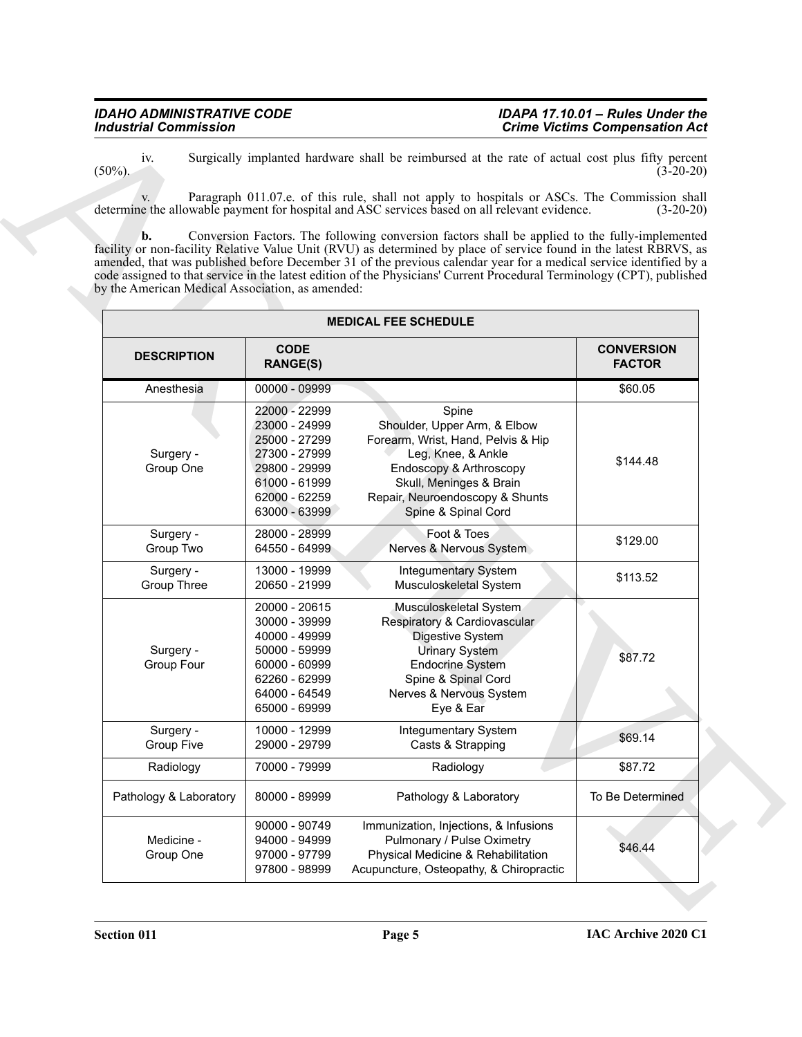iv. Surgically implanted hardware shall be reimbursed at the rate of actual cost plus fifty percent (50%). (3-20-20)

v. Paragraph 011.07.e. of this rule, shall not apply to hospitals or ASCs. The Commission shall determine the allowable payment for hospital and ASC services based on all relevant evidence. (3-20-20)

**b.** Conversion Factors. The following conversion factors shall be applied to the fully-implemented facility or non-facility Relative Value Unit (RVU) as determined by place of service found in the latest RBRVS, as amended, that was published before December 31 of the previous calendar year for a medical service identified by a code assigned to that service in the latest edition of the Physicians' Current Procedural Terminology (CPT), published by the American Medical Association, as amended:

| MEDICAL FEE SCHEDULE | | | |
|---|---|---|---|
| **DESCRIPTION** | **CODE RANGE(S)** | | **CONVERSION FACTOR** |
| Anesthesia | 00000 - 09999 | | $60.05 |
| Surgery - Group One | 22000 - 22999<br>23000 - 24999<br>25000 - 27299<br>27300 - 27999<br>29800 - 29999<br>61000 - 61999<br>62000 - 62259<br>63000 - 63999 | Spine<br>Shoulder, Upper Arm, & Elbow<br>Forearm, Wrist, Hand, Pelvis & Hip<br>Leg, Knee, & Ankle<br>Endoscopy & Arthroscopy<br>Skull, Meninges & Brain<br>Repair, Neuroendoscopy & Shunts<br>Spine & Spinal Cord | $144.48 |
| Surgery - Group Two | 28000 - 28999<br>64550 - 64999 | Foot & Toes<br>Nerves & Nervous System | $129.00 |
| Surgery - Group Three | 13000 - 19999<br>20650 - 21999 | Integumentary System<br>Musculoskeletal System | $113.52 |
| Surgery - Group Four | 20000 - 20615<br>30000 - 39999<br>40000 - 49999<br>50000 - 59999<br>60000 - 60999<br>62260 - 62999<br>64000 - 64549<br>65000 - 69999 | Musculoskeletal System<br>Respiratory & Cardiovascular<br>Digestive System<br>Urinary System<br>Endocrine System<br>Spine & Spinal Cord<br>Nerves & Nervous System<br>Eye & Ear | $87.72 |
| Surgery - Group Five | 10000 - 12999<br>29000 - 29799 | Integumentary System<br>Casts & Strapping | $69.14 |
| Radiology | 70000 - 79999 | Radiology | $87.72 |
| Pathology & Laboratory | 80000 - 89999 | Pathology & Laboratory | To Be Determined |
| Medicine - Group One | 90000 - 90749<br>94000 - 94999<br>97000 - 97799<br>97800 - 98999 | Immunization, Injections, & Infusions<br>Pulmonary / Pulse Oximetry<br>Physical Medicine & Rehabilitation<br>Acupuncture, Osteopathy, & Chiropractic | $46.44 |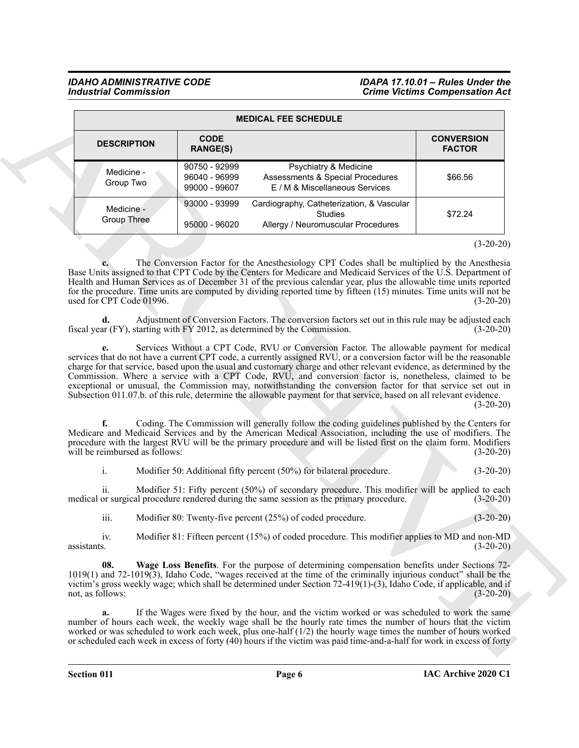| MEDICAL FEE SCHEDULE | | | |
|---|---|---|---|
| DESCRIPTION | CODE RANGE(S) | | CONVERSION FACTOR |
| Medicine - Group Two | 90750 - 92999<br>96040 - 96999<br>99000 - 99607 | Psychiatry & Medicine<br>Assessments & Special Procedures<br>E / M & Miscellaneous Services | $66.56 |
| Medicine - Group Three | 93000 - 93999<br><br>95000 - 96020 | Cardiography, Catheterization, & Vascular Studies<br>Allergy / Neuromuscular Procedures | $72.24 |

(3-20-20)

**c.** The Conversion Factor for the Anesthesiology CPT Codes shall be multiplied by the Anesthesia Base Units assigned to that CPT Code by the Centers for Medicare and Medicaid Services of the U.S. Department of Health and Human Services as of December 31 of the previous calendar year, plus the allowable time units reported for the procedure. Time units are computed by dividing reported time by fifteen (15) minutes. Time units will not be used for CPT Code 01996. (3-20-20)

**d.** Adjustment of Conversion Factors. The conversion factors set out in this rule may be adjusted each fiscal year (FY), starting with FY 2012, as determined by the Commission. (3-20-20)

**e.** Services Without a CPT Code, RVU or Conversion Factor. The allowable payment for medical services that do not have a current CPT code, a currently assigned RVU, or a conversion factor will be the reasonable charge for that service, based upon the usual and customary charge and other relevant evidence, as determined by the Commission. Where a service with a CPT Code, RVU, and conversion factor is, nonetheless, claimed to be exceptional or unusual, the Commission may, notwithstanding the conversion factor for that service set out in Subsection 011.07.b. of this rule, determine the allowable payment for that service, based on all relevant evidence. (3-20-20)

**f.** Coding. The Commission will generally follow the coding guidelines published by the Centers for Medicare and Medicaid Services and by the American Medical Association, including the use of modifiers. The procedure with the largest RVU will be the primary procedure and will be listed first on the claim form. Modifiers will be reimbursed as follows: (3-20-20)

i. Modifier 50: Additional fifty percent (50%) for bilateral procedure. (3-20-20)

ii. Modifier 51: Fifty percent (50%) of secondary procedure. This modifier will be applied to each medical or surgical procedure rendered during the same session as the primary procedure. (3-20-20)

iii. Modifier 80: Twenty-five percent (25%) of coded procedure. (3-20-20)

iv. Modifier 81: Fifteen percent (15%) of coded procedure. This modifier applies to MD and non-MD assistants. (3-20-20)

**08. Wage Loss Benefits**. For the purpose of determining compensation benefits under Sections 72-1019(1) and 72-1019(3), Idaho Code, "wages received at the time of the criminally injurious conduct" shall be the victim's gross weekly wage; which shall be determined under Section 72-419(1)-(3), Idaho Code, if applicable, and if not, as follows: (3-20-20)

**a.** If the Wages were fixed by the hour, and the victim worked or was scheduled to work the same number of hours each week, the weekly wage shall be the hourly rate times the number of hours that the victim worked or was scheduled to work each week, plus one-half (1/2) the hourly wage times the number of hours worked or scheduled each week in excess of forty (40) hours if the victim was paid time-and-a-half for work in excess of forty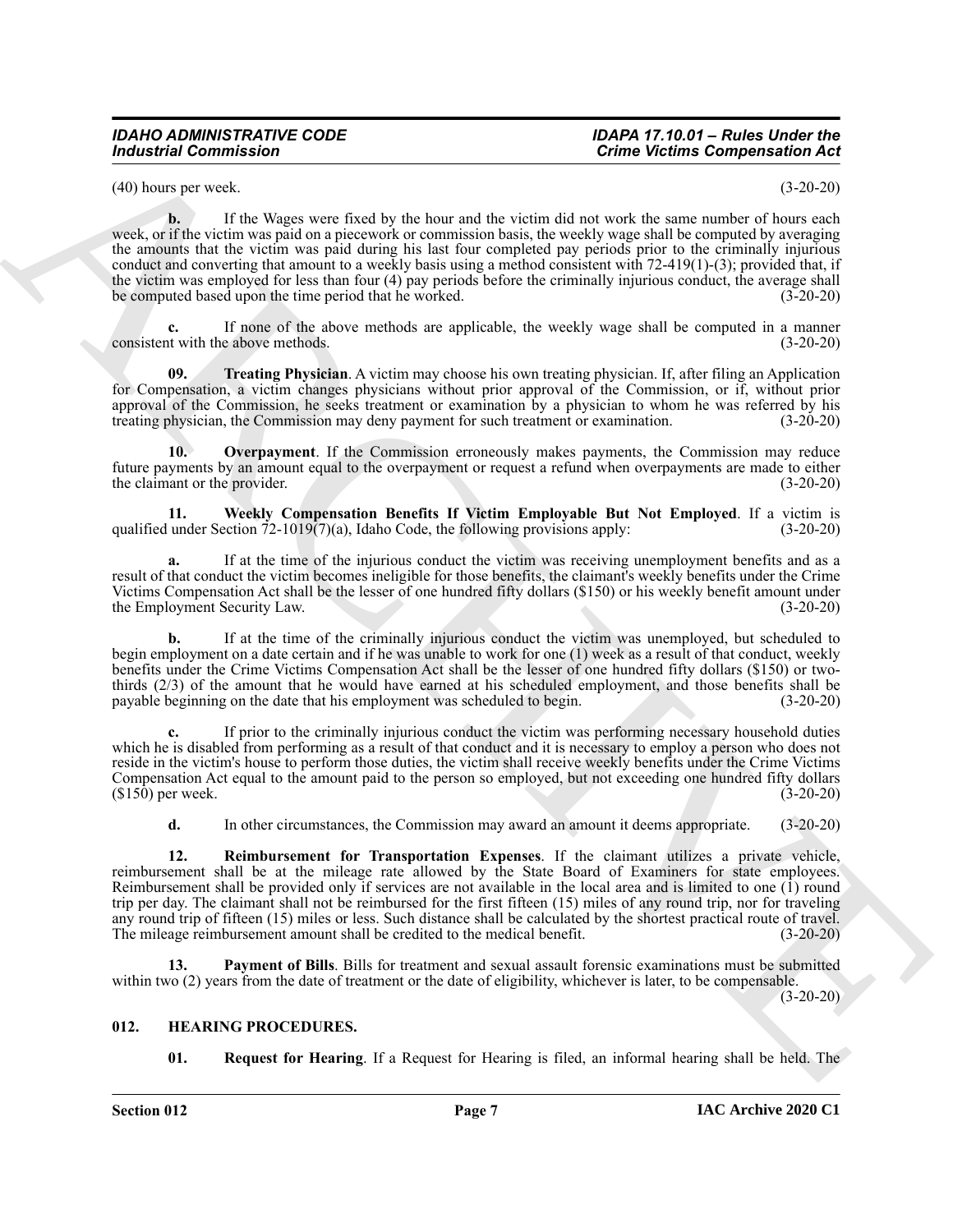(40) hours per week. (3-20-20)

**b.** If the Wages were fixed by the hour and the victim did not work the same number of hours each week, or if the victim was paid on a piecework or commission basis, the weekly wage shall be computed by averaging the amounts that the victim was paid during his last four completed pay periods prior to the criminally injurious conduct and converting that amount to a weekly basis using a method consistent with 72-419(1)-(3); provided that, if the victim was employed for less than four (4) pay periods before the criminally injurious conduct, the average shall be computed based upon the time period that he worked. (3-20-20)

**c.** If none of the above methods are applicable, the weekly wage shall be computed in a manner consistent with the above methods. (3-20-20)

**09. Treating Physician**. A victim may choose his own treating physician. If, after filing an Application for Compensation, a victim changes physicians without prior approval of the Commission, or if, without prior approval of the Commission, he seeks treatment or examination by a physician to whom he was referred by his treating physician, the Commission may deny payment for such treatment or examination. (3-20-20)

**10. Overpayment**. If the Commission erroneously makes payments, the Commission may reduce future payments by an amount equal to the overpayment or request a refund when overpayments are made to either the claimant or the provider. (3-20-20)

**11. Weekly Compensation Benefits If Victim Employable But Not Employed**. If a victim is qualified under Section 72-1019(7)(a), Idaho Code, the following provisions apply: (3-20-20)

**a.** If at the time of the injurious conduct the victim was receiving unemployment benefits and as a result of that conduct the victim becomes ineligible for those benefits, the claimant's weekly benefits under the Crime Victims Compensation Act shall be the lesser of one hundred fifty dollars ($150) or his weekly benefit amount under the Employment Security Law. (3-20-20)

**b.** If at the time of the criminally injurious conduct the victim was unemployed, but scheduled to begin employment on a date certain and if he was unable to work for one (1) week as a result of that conduct, weekly benefits under the Crime Victims Compensation Act shall be the lesser of one hundred fifty dollars ($150) or two-thirds (2/3) of the amount that he would have earned at his scheduled employment, and those benefits shall be payable beginning on the date that his employment was scheduled to begin. (3-20-20)

**c.** If prior to the criminally injurious conduct the victim was performing necessary household duties which he is disabled from performing as a result of that conduct and it is necessary to employ a person who does not reside in the victim's house to perform those duties, the victim shall receive weekly benefits under the Crime Victims Compensation Act equal to the amount paid to the person so employed, but not exceeding one hundred fifty dollars ($150) per week. (3-20-20)

**d.** In other circumstances, the Commission may award an amount it deems appropriate. (3-20-20)

**12. Reimbursement for Transportation Expenses**. If the claimant utilizes a private vehicle, reimbursement shall be at the mileage rate allowed by the State Board of Examiners for state employees. Reimbursement shall be provided only if services are not available in the local area and is limited to one (1) round trip per day. The claimant shall not be reimbursed for the first fifteen (15) miles of any round trip, nor for traveling any round trip of fifteen (15) miles or less. Such distance shall be calculated by the shortest practical route of travel. The mileage reimbursement amount shall be credited to the medical benefit. (3-20-20)

**13. Payment of Bills**. Bills for treatment and sexual assault forensic examinations must be submitted within two (2) years from the date of treatment or the date of eligibility, whichever is later, to be compensable. (3-20-20)

## 012. HEARING PROCEDURES.

**01. Request for Hearing**. If a Request for Hearing is filed, an informal hearing shall be held. The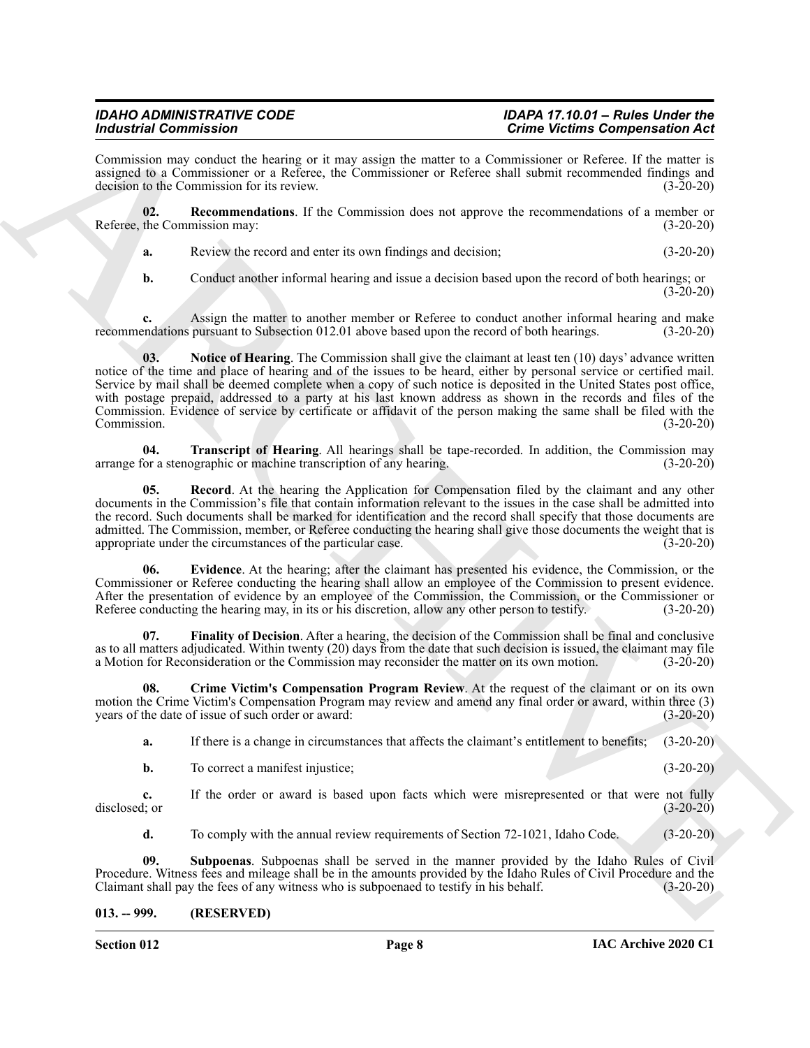Commission may conduct the hearing or it may assign the matter to a Commissioner or Referee. If the matter is assigned to a Commissioner or a Referee, the Commissioner or Referee shall submit recommended findings and decision to the Commission for its review. (3-20-20)

**02. Recommendations**. If the Commission does not approve the recommendations of a member or Referee, the Commission may: (3-20-20)

**a.** Review the record and enter its own findings and decision; (3-20-20)

**b.** Conduct another informal hearing and issue a decision based upon the record of both hearings; or (3-20-20)

**c.** Assign the matter to another member or Referee to conduct another informal hearing and make recommendations pursuant to Subsection 012.01 above based upon the record of both hearings. (3-20-20)

**03. Notice of Hearing**. The Commission shall give the claimant at least ten (10) days' advance written notice of the time and place of hearing and of the issues to be heard, either by personal service or certified mail. Service by mail shall be deemed complete when a copy of such notice is deposited in the United States post office, with postage prepaid, addressed to a party at his last known address as shown in the records and files of the Commission. Evidence of service by certificate or affidavit of the person making the same shall be filed with the Commission. (3-20-20)

**04. Transcript of Hearing**. All hearings shall be tape-recorded. In addition, the Commission may arrange for a stenographic or machine transcription of any hearing. (3-20-20)

**05. Record**. At the hearing the Application for Compensation filed by the claimant and any other documents in the Commission's file that contain information relevant to the issues in the case shall be admitted into the record. Such documents shall be marked for identification and the record shall specify that those documents are admitted. The Commission, member, or Referee conducting the hearing shall give those documents the weight that is appropriate under the circumstances of the particular case. (3-20-20)

**06. Evidence**. At the hearing; after the claimant has presented his evidence, the Commission, or the Commissioner or Referee conducting the hearing shall allow an employee of the Commission to present evidence. After the presentation of evidence by an employee of the Commission, the Commission, or the Commissioner or Referee conducting the hearing may, in its or his discretion, allow any other person to testify. (3-20-20)

**07. Finality of Decision**. After a hearing, the decision of the Commission shall be final and conclusive as to all matters adjudicated. Within twenty (20) days from the date that such decision is issued, the claimant may file a Motion for Reconsideration or the Commission may reconsider the matter on its own motion. (3-20-20)

**08. Crime Victim's Compensation Program Review**. At the request of the claimant or on its own motion the Crime Victim's Compensation Program may review and amend any final order or award, within three (3) years of the date of issue of such order or award: (3-20-20)

**a.** If there is a change in circumstances that affects the claimant's entitlement to benefits; (3-20-20)

**b.** To correct a manifest injustice; (3-20-20)

**c.** If the order or award is based upon facts which were misrepresented or that were not fully disclosed; or (3-20-20)

**d.** To comply with the annual review requirements of Section 72-1021, Idaho Code. (3-20-20)

**09. Subpoenas**. Subpoenas shall be served in the manner provided by the Idaho Rules of Civil Procedure. Witness fees and mileage shall be in the amounts provided by the Idaho Rules of Civil Procedure and the Claimant shall pay the fees of any witness who is subpoenaed to testify in his behalf. (3-20-20)

### 013. -- 999. (RESERVED)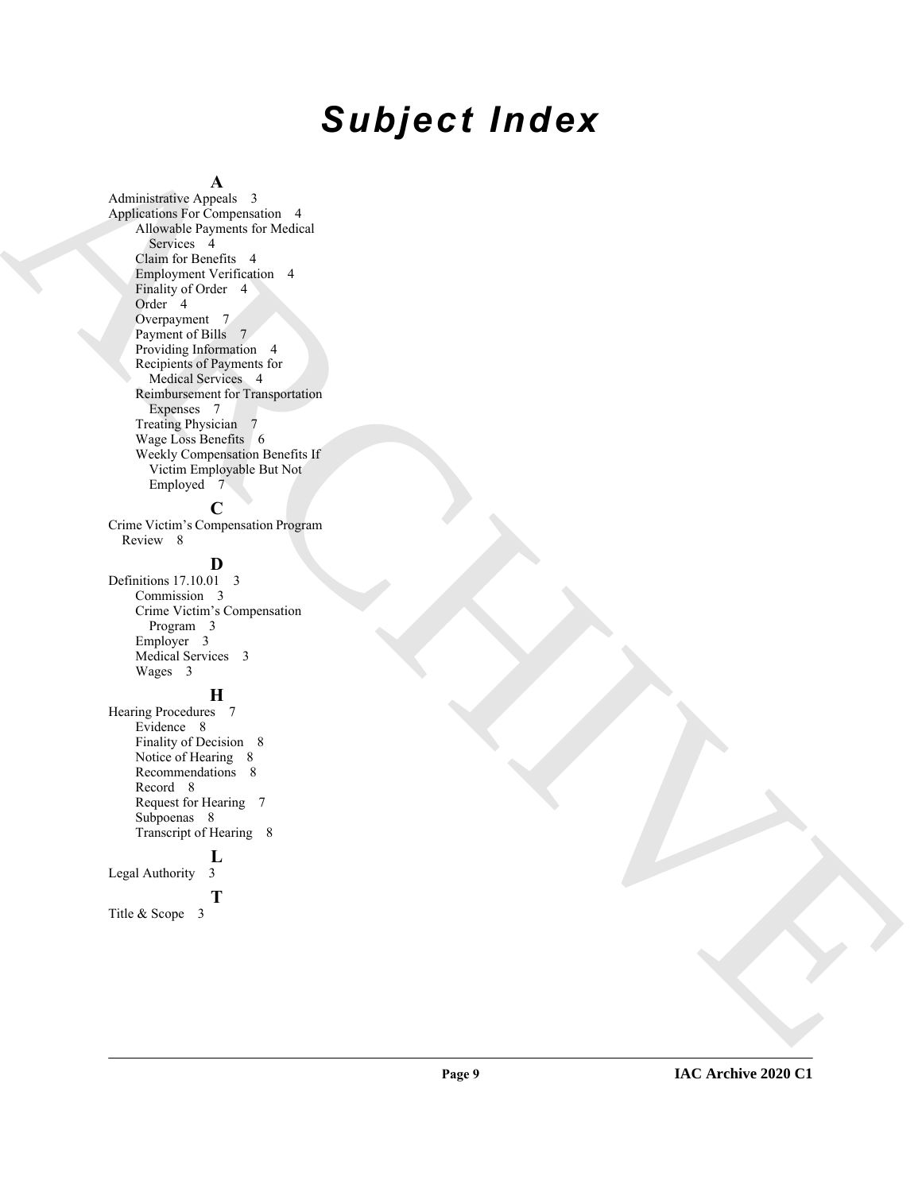# Subject Index

**A**

Administrative Appeals 3
Applications For Compensation 4
- Allowable Payments for Medical Services 4
- Claim for Benefits 4
- Employment Verification 4
- Finality of Order 4
- Order 4
- Overpayment 7
- Payment of Bills 7
- Providing Information 4
- Recipients of Payments for Medical Services 4
- Reimbursement for Transportation Expenses 7
- Treating Physician 7
- Wage Loss Benefits 6
- Weekly Compensation Benefits If Victim Employable But Not Employed 7

**C**

Crime Victim's Compensation Program Review 8

**D**

Definitions 17.10.01 3
- Commission 3
- Crime Victim's Compensation Program 3
- Employer 3
- Medical Services 3
- Wages 3

**H**

Hearing Procedures 7
- Evidence 8
- Finality of Decision 8
- Notice of Hearing 8
- Recommendations 8
- Record 8
- Request for Hearing 7
- Subpoenas 8
- Transcript of Hearing 8

**L**

Legal Authority 3

**T**

Title & Scope 3